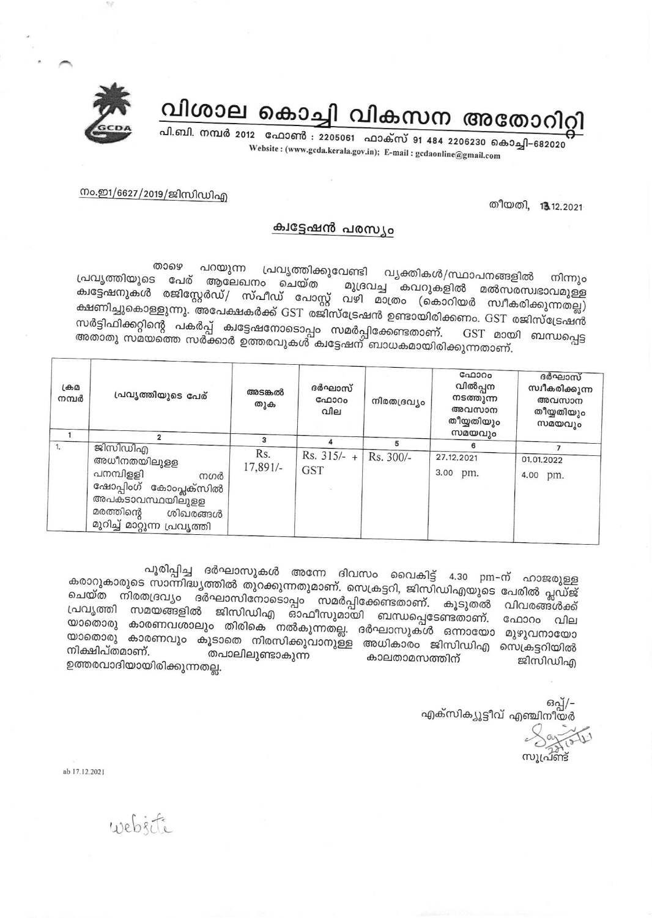# വിശാല കൊച്ചി വികസന അതോറിറ്റി

പി.ബി. നമ്പർ 2012 ഫോൺ : 2205061 ഫാക്സ് 91 484 2206230 കൊച്ചി-682020

Website : (www.gcda.kerala.gov.in); E-mail : gcdaonline@gmail.com

നം.ഇ1/6627/2019/ജിസിഡിഎ

തീയതി, 13.12.2021

## ക്വട്ടേഷൻ പരസ്യം

താഴെ പറയുന്ന പ്രവൃത്തിക്കുവേണ്ടി വ്യക്തികൾ/സ്ഥാപനങ്ങളിൽ നിന്നും പ്രവൃത്തിയുടെ പേര് ആലേഖനം ചെയ്ത മുദ്രവച്ച കവറുകളിൽ മൽസരസ്വഭാവമുള്ള ക്വട്ടേഷനുകൾ രജിസ്റ്റേർഡ്/ സ്പീഡ് പോസ്റ്റ് വഴി മാത്രം (കൊറിയർ സ്വീകരിക്കുന്നതല്ല) ക്ഷണിച്ചുകൊള്ളുന്നു. അപേക്ഷകർക്ക് GST രജിസ്ട്രേഷൻ ഉണ്ടായിരിക്കണം. GST രജിസ്ട്രേഷൻ സർട്ടിഫിക്കറ്റിന്റെ പകർപ്പ് ക്വട്ടേഷനോടൊപ്പം സമർപ്പിക്കേണ്ടതാണ്. GST മായി ബന്ധപ്പെട്ട അതാതു സമയത്തെ സർക്കാർ ഉത്തരവുകൾ ക്വട്ടേഷന് ബാധകമായിരിക്കുന്നതാണ്.

| ക്രമ നമ്പർ | പ്രവൃത്തിയുടെ പേര് | അടങ്കൽ തുക | ദർഘാസ് ഫോറം വില | നിരതദ്രവ്യം | ഫോറം വിൽപ്പന നടത്തുന്ന അവസാന തീയ്യതിയും സമയവും | ദർഘാസ് സ്വീകരിക്കുന്ന അവസാന തീയ്യതിയും സമയവും |
|---|---|---|---|---|---|---|
| 1 | 2 | 3 | 4 | 5 | 6 | 7 |
| 1. | ജിസിഡിഎ അധീനതയിലുള്ള പനമ്പിള്ളി നഗർ ഷോപ്പിംഗ് കോംപ്ലക്സിൽ അപകടാവസ്ഥയിലുള്ള മരത്തിന്റെ ശിഖരങ്ങൾ മുറിച്ച് മാറ്റുന്ന പ്രവൃത്തി | Rs. 17,891/- | Rs. 315/- + GST | Rs. 300/- | 27.12.2021 3.00 pm. | 01.01.2022 4.00 pm. |

പൂരിപ്പിച്ച ദർഘാസുകൾ അന്നേ ദിവസം വൈകിട്ട് 4.30 pm-ന് ഹാജരുള്ള കരാറുകാരുടെ സാന്നിദ്ധ്യത്തിൽ തുറക്കുന്നതുമാണ്. സെക്രട്ടറി, ജിസിഡിഎയുടെ പേരിൽ പ്ലഡ്ജ് ചെയ്ത നിരതദ്രവ്യം ദർഘാസിനോടൊപ്പം സമർപ്പിക്കേണ്ടതാണ്. കൂടുതൽ വിവരങ്ങൾക്ക് പ്രവൃത്തി സമയങ്ങളിൽ ജിസിഡിഎ ഓഫീസുമായി ബന്ധപ്പെടേണ്ടതാണ്. ഫോറം വില യാതൊരു കാരണവശാലും തിരികെ നൽകുന്നതല്ല. ദർഘാസുകൾ ഒന്നായോ മുഴുവനായോ യാതൊരു കാരണവും കൂടാതെ നിരസിക്കുവാനുള്ള അധികാരം ജിസിഡിഎ സെക്രട്ടറിയിൽ നിക്ഷിപ്തമാണ്. തപാലിലുണ്ടാകുന്ന കാലതാമസത്തിന് ജിസിഡിഎ ഉത്തരവാദിയായിരിക്കുന്നതല്ല.

ഒപ്പ്/-
എക്സിക്യൂട്ടീവ് എഞ്ചിനീയർ

സൂപ്രണ്ട്

ab 17.12.2021

website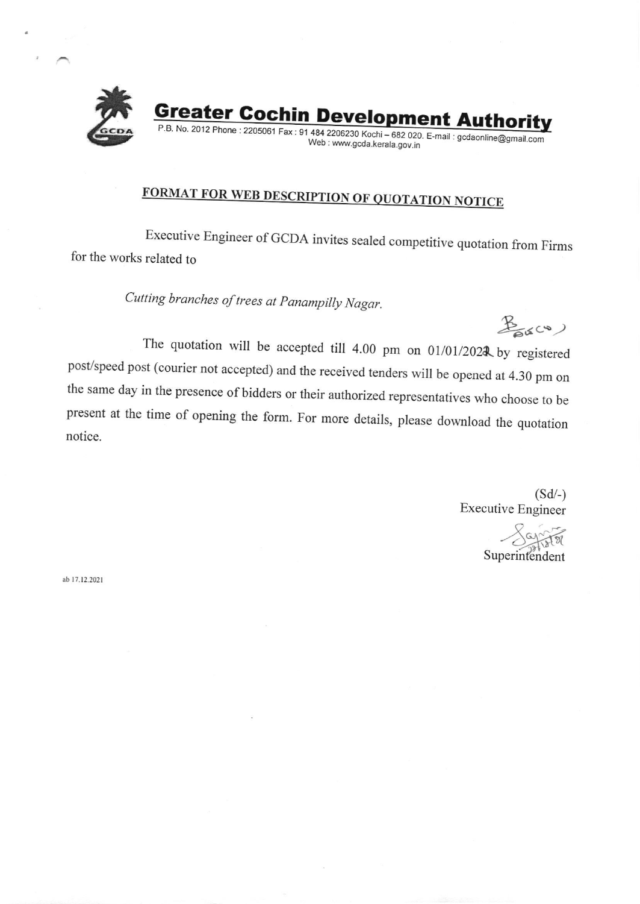# Greater Cochin Development Authority

P.B. No. 2012 Phone : 2205061 Fax : 91 484 2206230 Kochi – 682 020. E-mail : gcdaonline@gmail.com
Web : www.gcda.kerala.gov.in

## FORMAT FOR WEB DESCRIPTION OF QUOTATION NOTICE

Executive Engineer of GCDA invites sealed competitive quotation from Firms for the works related to

*Cutting branches of trees at Panampilly Nagar.*

The quotation will be accepted till 4.00 pm on 01/01/2022 by registered post/speed post (courier not accepted) and the received tenders will be opened at 4.30 pm on the same day in the presence of bidders or their authorized representatives who choose to be present at the time of opening the form. For more details, please download the quotation notice.

(Sd/-)
Executive Engineer

Superintendent

ab 17.12.2021